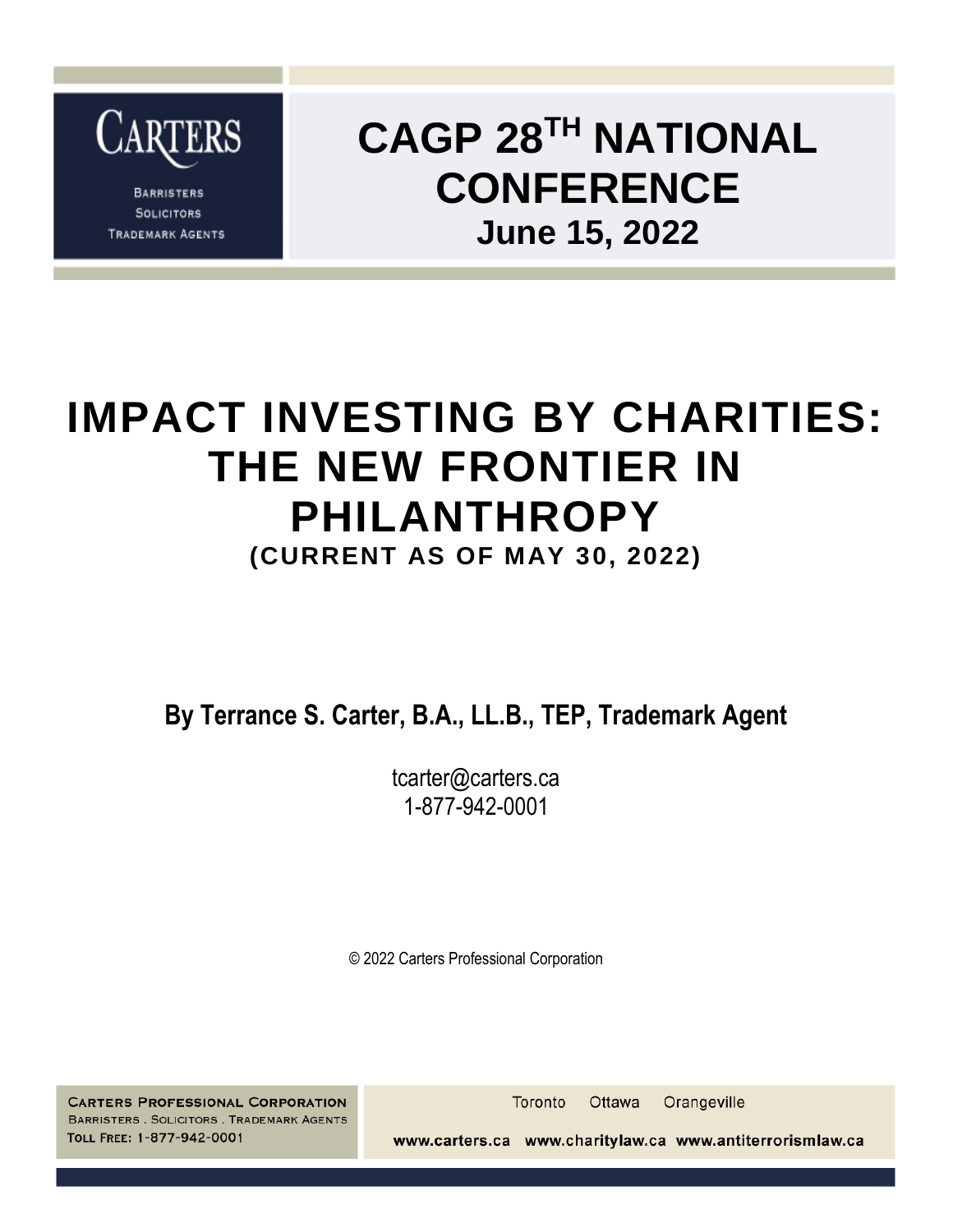CARTERS

BARRISTERS
SOLICITORS
TRADEMARK AGENTS

# CAGP 28TH NATIONAL CONFERENCE

**June 15, 2022**

# IMPACT INVESTING BY CHARITIES: THE NEW FRONTIER IN PHILANTHROPY

**(CURRENT AS OF MAY 30, 2022)**

**By Terrance S. Carter, B.A., LL.B., TEP, Trademark Agent**

tcarter@carters.ca
1-877-942-0001

© 2022 Carters Professional Corporation

CARTERS PROFESSIONAL CORPORATION
BARRISTERS . SOLICITORS . TRADEMARK AGENTS
TOLL FREE: 1-877-942-0001

Toronto Ottawa Orangeville

www.carters.ca www.charitylaw.ca www.antiterrorismlaw.ca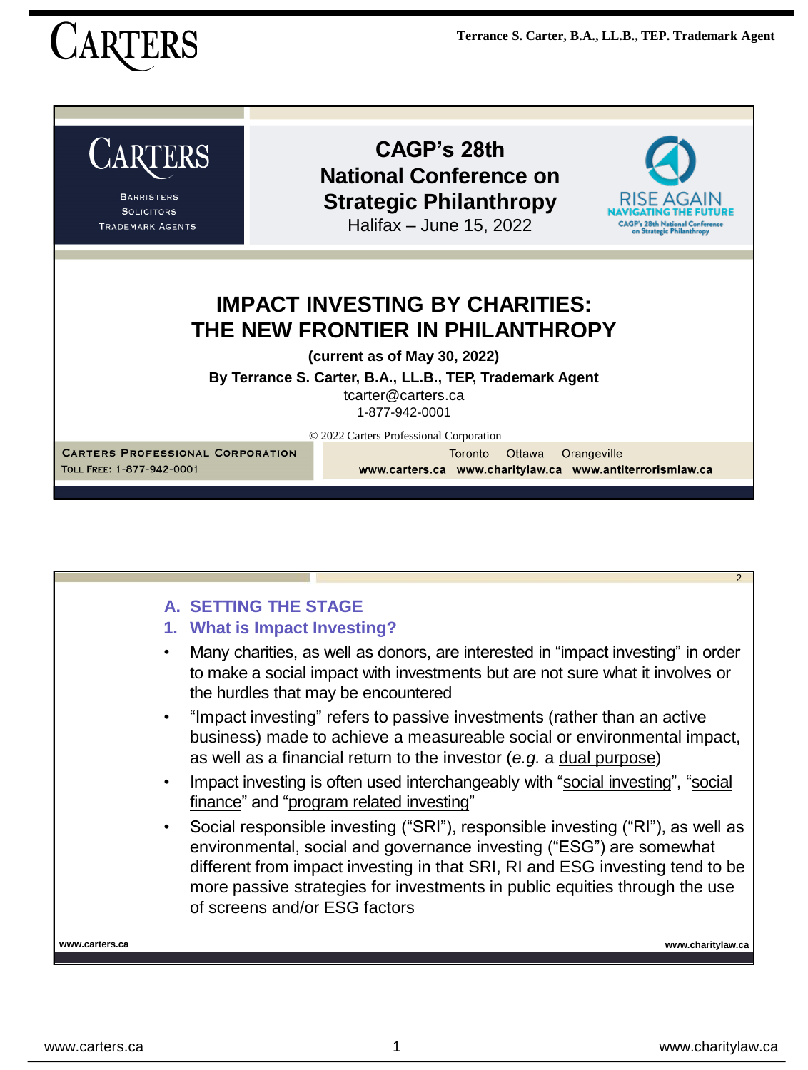# CAGP's 28th National Conference on Strategic Philanthropy

Halifax – June 15, 2022

# IMPACT INVESTING BY CHARITIES: THE NEW FRONTIER IN PHILANTHROPY

**(current as of May 30, 2022)**

**By Terrance S. Carter, B.A., LL.B., TEP, Trademark Agent**

tcarter@carters.ca

1-877-942-0001

© 2022 Carters Professional Corporation

CARTERS PROFESSIONAL CORPORATION

TOLL FREE: 1-877-942-0001

Toronto Ottawa Orangeville

www.carters.ca www.charitylaw.ca www.antiterrorismlaw.ca

---

## A. SETTING THE STAGE

### 1. What is Impact Investing?

- Many charities, as well as donors, are interested in "impact investing" in order to make a social impact with investments but are not sure what it involves or the hurdles that may be encountered
- "Impact investing" refers to passive investments (rather than an active business) made to achieve a measureable social or environmental impact, as well as a financial return to the investor (*e.g.* a dual purpose)
- Impact investing is often used interchangeably with "social investing", "social finance" and "program related investing"
- Social responsible investing ("SRI"), responsible investing ("RI"), as well as environmental, social and governance investing ("ESG") are somewhat different from impact investing in that SRI, RI and ESG investing tend to be more passive strategies for investments in public equities through the use of screens and/or ESG factors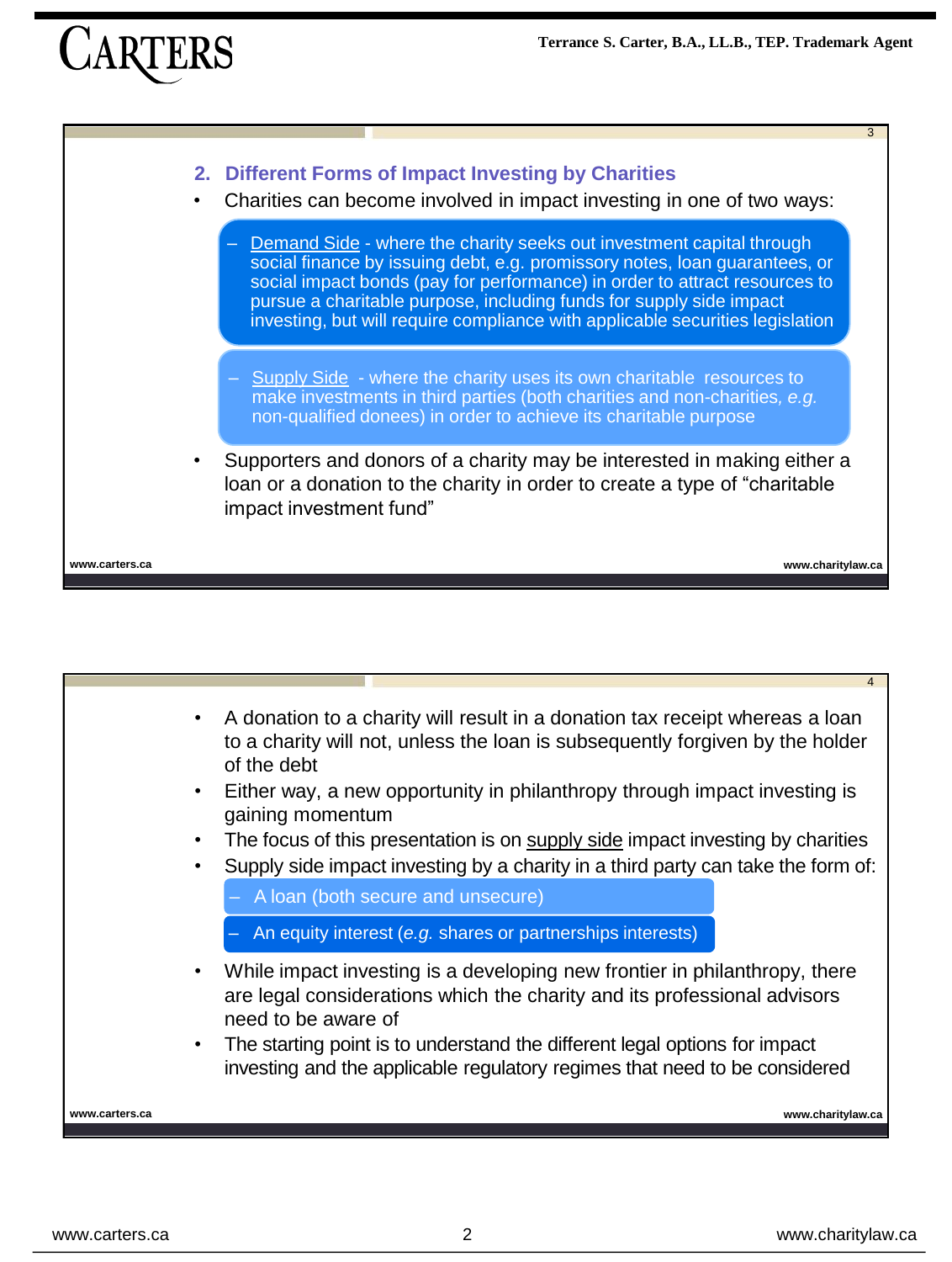## 2. Different Forms of Impact Investing by Charities

- Charities can become involved in impact investing in one of two ways:
  - Demand Side - where the charity seeks out investment capital through social finance by issuing debt, e.g. promissory notes, loan guarantees, or social impact bonds (pay for performance) in order to attract resources to pursue a charitable purpose, including funds for supply side impact investing, but will require compliance with applicable securities legislation
  - Supply Side - where the charity uses its own charitable resources to make investments in third parties (both charities and non-charities, *e.g.* non-qualified donees) in order to achieve its charitable purpose
- Supporters and donors of a charity may be interested in making either a loan or a donation to the charity in order to create a type of "charitable impact investment fund"

- A donation to a charity will result in a donation tax receipt whereas a loan to a charity will not, unless the loan is subsequently forgiven by the holder of the debt
- Either way, a new opportunity in philanthropy through impact investing is gaining momentum
- The focus of this presentation is on supply side impact investing by charities
- Supply side impact investing by a charity in a third party can take the form of:
  - A loan (both secure and unsecure)
  - An equity interest (*e.g.* shares or partnerships interests)
- While impact investing is a developing new frontier in philanthropy, there are legal considerations which the charity and its professional advisors need to be aware of
- The starting point is to understand the different legal options for impact investing and the applicable regulatory regimes that need to be considered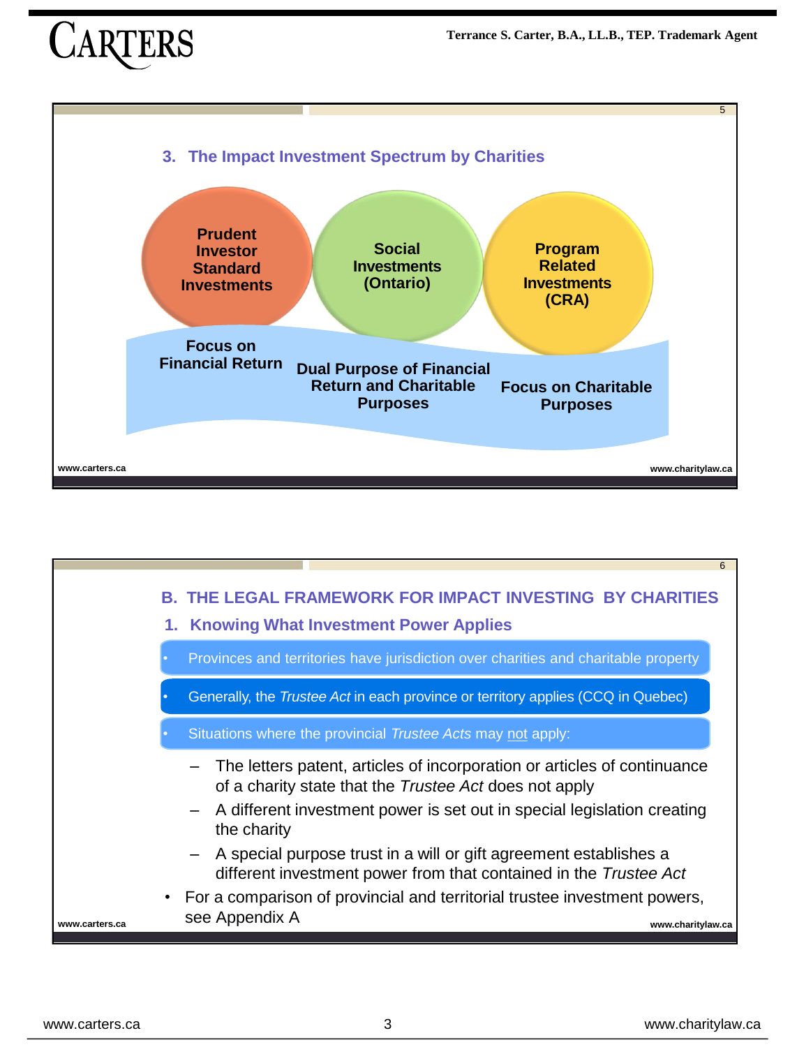### 3. The Impact Investment Spectrum by Charities

**Prudent Investor Standard Investments** — **Focus on Financial Return**

**Social Investments (Ontario)** — **Dual Purpose of Financial Return and Charitable Purposes**

**Program Related Investments (CRA)** — **Focus on Charitable Purposes**

## B. THE LEGAL FRAMEWORK FOR IMPACT INVESTING BY CHARITIES

### 1. Knowing What Investment Power Applies

- Provinces and territories have jurisdiction over charities and charitable property
- Generally, the *Trustee Act* in each province or territory applies (CCQ in Quebec)
- Situations where the provincial *Trustee Acts* may not apply:
  - The letters patent, articles of incorporation or articles of continuance of a charity state that the *Trustee Act* does not apply
  - A different investment power is set out in special legislation creating the charity
  - A special purpose trust in a will or gift agreement establishes a different investment power from that contained in the *Trustee Act*
- For a comparison of provincial and territorial trustee investment powers, see Appendix A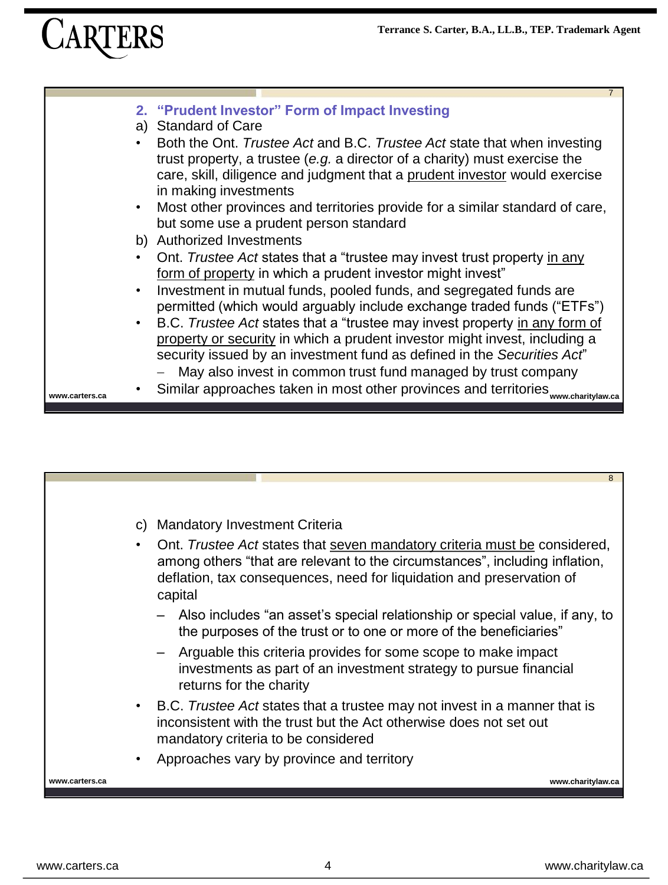## 2. "Prudent Investor" Form of Impact Investing

a) Standard of Care

- Both the Ont. *Trustee Act* and B.C. *Trustee Act* state that when investing trust property, a trustee (*e.g.* a director of a charity) must exercise the care, skill, diligence and judgment that a prudent investor would exercise in making investments
- Most other provinces and territories provide for a similar standard of care, but some use a prudent person standard

b) Authorized Investments

- Ont. *Trustee Act* states that a "trustee may invest trust property in any form of property in which a prudent investor might invest"
- Investment in mutual funds, pooled funds, and segregated funds are permitted (which would arguably include exchange traded funds ("ETFs")
- B.C. *Trustee Act* states that a "trustee may invest property in any form of property or security in which a prudent investor might invest, including a security issued by an investment fund as defined in the *Securities Act*"
  - May also invest in common trust fund managed by trust company
- Similar approaches taken in most other provinces and territories

c) Mandatory Investment Criteria

- Ont. *Trustee Act* states that seven mandatory criteria must be considered, among others "that are relevant to the circumstances", including inflation, deflation, tax consequences, need for liquidation and preservation of capital
  - Also includes "an asset's special relationship or special value, if any, to the purposes of the trust or to one or more of the beneficiaries"
  - Arguable this criteria provides for some scope to make impact investments as part of an investment strategy to pursue financial returns for the charity
- B.C. *Trustee Act* states that a trustee may not invest in a manner that is inconsistent with the trust but the Act otherwise does not set out mandatory criteria to be considered
- Approaches vary by province and territory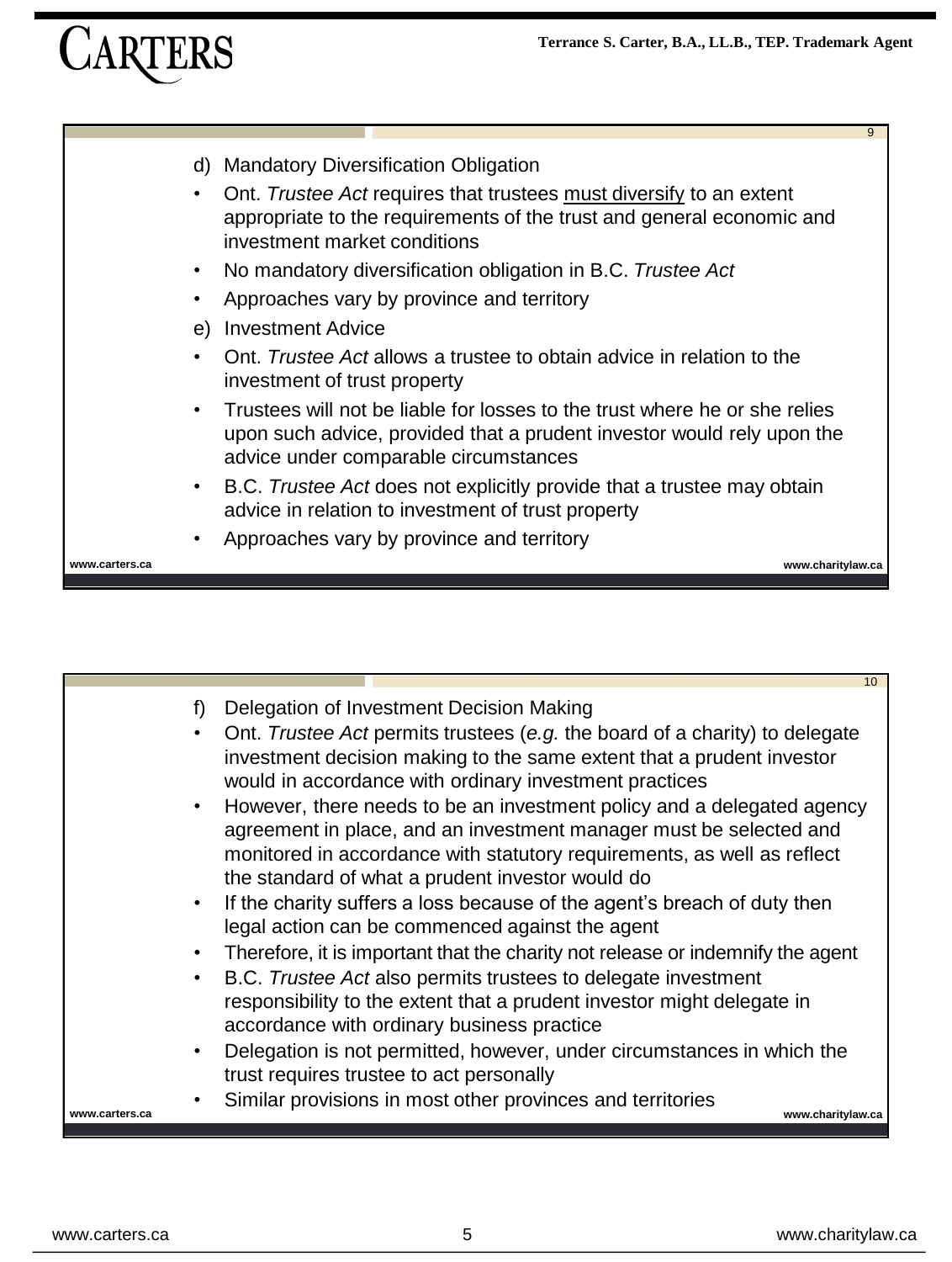d) Mandatory Diversification Obligation

- Ont. *Trustee Act* requires that trustees must diversify to an extent appropriate to the requirements of the trust and general economic and investment market conditions
- No mandatory diversification obligation in B.C. *Trustee Act*
- Approaches vary by province and territory

e) Investment Advice

- Ont. *Trustee Act* allows a trustee to obtain advice in relation to the investment of trust property
- Trustees will not be liable for losses to the trust where he or she relies upon such advice, provided that a prudent investor would rely upon the advice under comparable circumstances
- B.C. *Trustee Act* does not explicitly provide that a trustee may obtain advice in relation to investment of trust property
- Approaches vary by province and territory

f) Delegation of Investment Decision Making

- Ont. *Trustee Act* permits trustees (*e.g.* the board of a charity) to delegate investment decision making to the same extent that a prudent investor would in accordance with ordinary investment practices
- However, there needs to be an investment policy and a delegated agency agreement in place, and an investment manager must be selected and monitored in accordance with statutory requirements, as well as reflect the standard of what a prudent investor would do
- If the charity suffers a loss because of the agent's breach of duty then legal action can be commenced against the agent
- Therefore, it is important that the charity not release or indemnify the agent
- B.C. *Trustee Act* also permits trustees to delegate investment responsibility to the extent that a prudent investor might delegate in accordance with ordinary business practice
- Delegation is not permitted, however, under circumstances in which the trust requires trustee to act personally
- Similar provisions in most other provinces and territories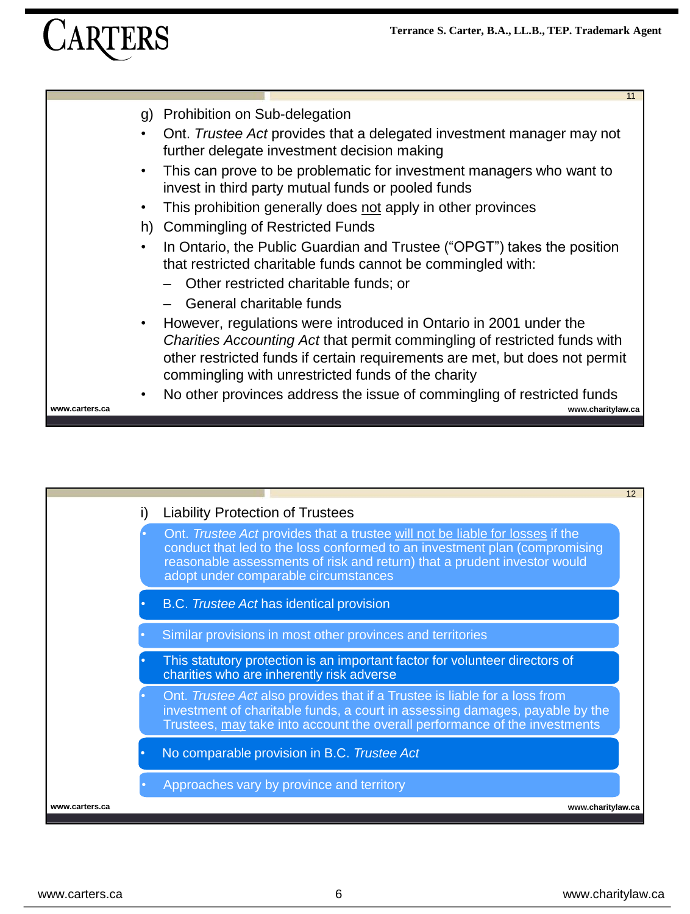g) Prohibition on Sub-delegation

- Ont. *Trustee Act* provides that a delegated investment manager may not further delegate investment decision making
- This can prove to be problematic for investment managers who want to invest in third party mutual funds or pooled funds
- This prohibition generally does not apply in other provinces

h) Commingling of Restricted Funds

- In Ontario, the Public Guardian and Trustee ("OPGT") takes the position that restricted charitable funds cannot be commingled with:
  - Other restricted charitable funds; or
  - General charitable funds
- However, regulations were introduced in Ontario in 2001 under the *Charities Accounting Act* that permit commingling of restricted funds with other restricted funds if certain requirements are met, but does not permit commingling with unrestricted funds of the charity
- No other provinces address the issue of commingling of restricted funds

i) Liability Protection of Trustees

- Ont. *Trustee Act* provides that a trustee will not be liable for losses if the conduct that led to the loss conformed to an investment plan (compromising reasonable assessments of risk and return) that a prudent investor would adopt under comparable circumstances
- B.C. *Trustee Act* has identical provision
- Similar provisions in most other provinces and territories
- This statutory protection is an important factor for volunteer directors of charities who are inherently risk adverse
- Ont. *Trustee Act* also provides that if a Trustee is liable for a loss from investment of charitable funds, a court in assessing damages, payable by the Trustees, may take into account the overall performance of the investments
- No comparable provision in B.C. *Trustee Act*
- Approaches vary by province and territory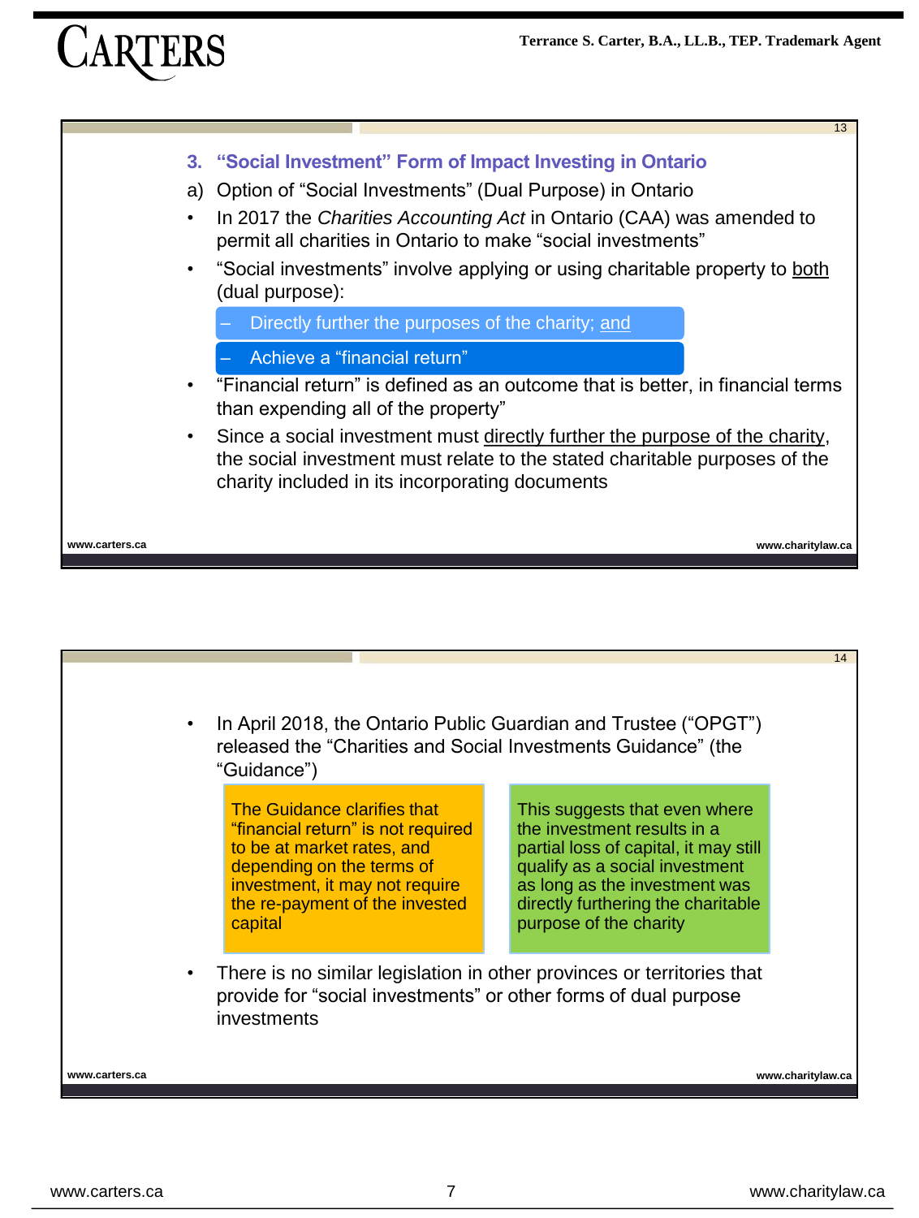## 3. "Social Investment" Form of Impact Investing in Ontario

a) Option of "Social Investments" (Dual Purpose) in Ontario

- In 2017 the *Charities Accounting Act* in Ontario (CAA) was amended to permit all charities in Ontario to make "social investments"
- "Social investments" involve applying or using charitable property to both (dual purpose):
  - Directly further the purposes of the charity; and
  - Achieve a "financial return"
- "Financial return" is defined as an outcome that is better, in financial terms than expending all of the property"
- Since a social investment must directly further the purpose of the charity, the social investment must relate to the stated charitable purposes of the charity included in its incorporating documents

---

- In April 2018, the Ontario Public Guardian and Trustee ("OPGT") released the "Charities and Social Investments Guidance" (the "Guidance")

  The Guidance clarifies that "financial return" is not required to be at market rates, and depending on the terms of investment, it may not require the re-payment of the invested capital

  This suggests that even where the investment results in a partial loss of capital, it may still qualify as a social investment as long as the investment was directly furthering the charitable purpose of the charity

- There is no similar legislation in other provinces or territories that provide for "social investments" or other forms of dual purpose investments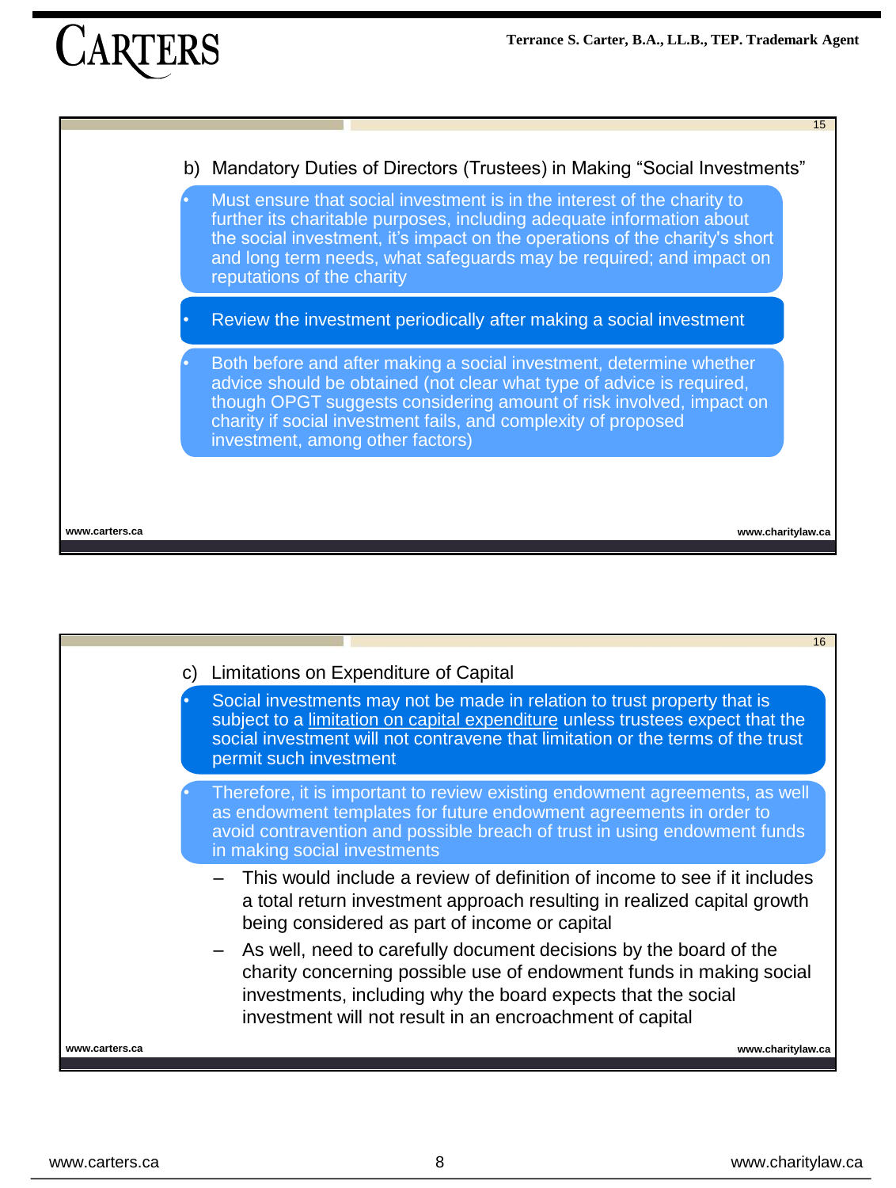### b) Mandatory Duties of Directors (Trustees) in Making "Social Investments"

- Must ensure that social investment is in the interest of the charity to further its charitable purposes, including adequate information about the social investment, it's impact on the operations of the charity's short and long term needs, what safeguards may be required; and impact on reputations of the charity
- Review the investment periodically after making a social investment
- Both before and after making a social investment, determine whether advice should be obtained (not clear what type of advice is required, though OPGT suggests considering amount of risk involved, impact on charity if social investment fails, and complexity of proposed investment, among other factors)

### c) Limitations on Expenditure of Capital

- Social investments may not be made in relation to trust property that is subject to a limitation on capital expenditure unless trustees expect that the social investment will not contravene that limitation or the terms of the trust permit such investment
- Therefore, it is important to review existing endowment agreements, as well as endowment templates for future endowment agreements in order to avoid contravention and possible breach of trust in using endowment funds in making social investments
  - This would include a review of definition of income to see if it includes a total return investment approach resulting in realized capital growth being considered as part of income or capital
  - As well, need to carefully document decisions by the board of the charity concerning possible use of endowment funds in making social investments, including why the board expects that the social investment will not result in an encroachment of capital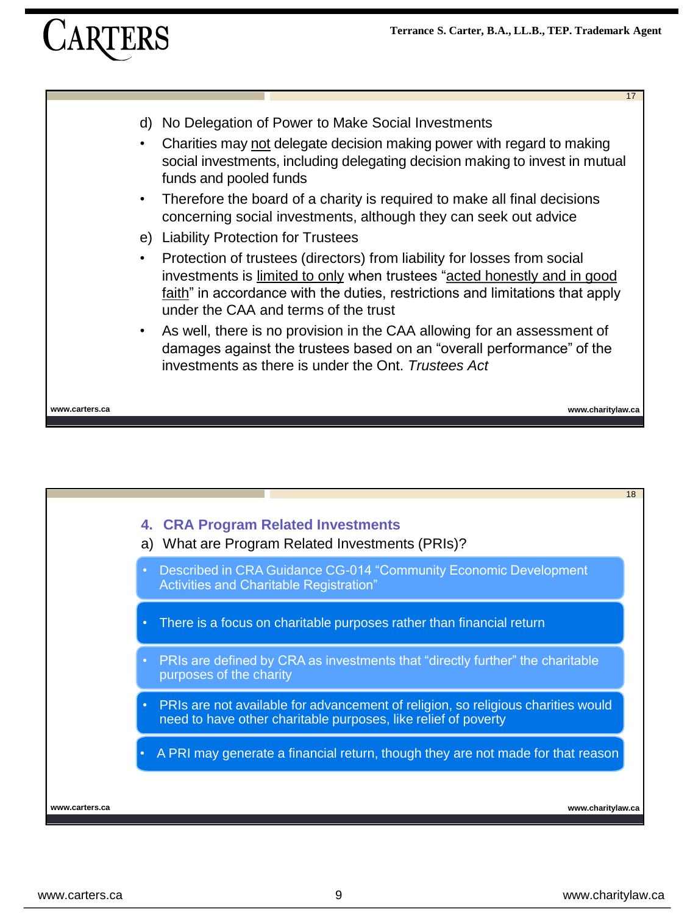d) No Delegation of Power to Make Social Investments

- Charities may <u>not</u> delegate decision making power with regard to making social investments, including delegating decision making to invest in mutual funds and pooled funds
- Therefore the board of a charity is required to make all final decisions concerning social investments, although they can seek out advice

e) Liability Protection for Trustees

- Protection of trustees (directors) from liability for losses from social investments is <u>limited to only</u> when trustees "<u>acted honestly and in good faith</u>" in accordance with the duties, restrictions and limitations that apply under the CAA and terms of the trust
- As well, there is no provision in the CAA allowing for an assessment of damages against the trustees based on an "overall performance" of the investments as there is under the Ont. *Trustees Act*

## 4. CRA Program Related Investments

a) What are Program Related Investments (PRIs)?

- Described in CRA Guidance CG-014 "Community Economic Development Activities and Charitable Registration"
- There is a focus on charitable purposes rather than financial return
- PRIs are defined by CRA as investments that "directly further" the charitable purposes of the charity
- PRIs are not available for advancement of religion, so religious charities would need to have other charitable purposes, like relief of poverty
- A PRI may generate a financial return, though they are not made for that reason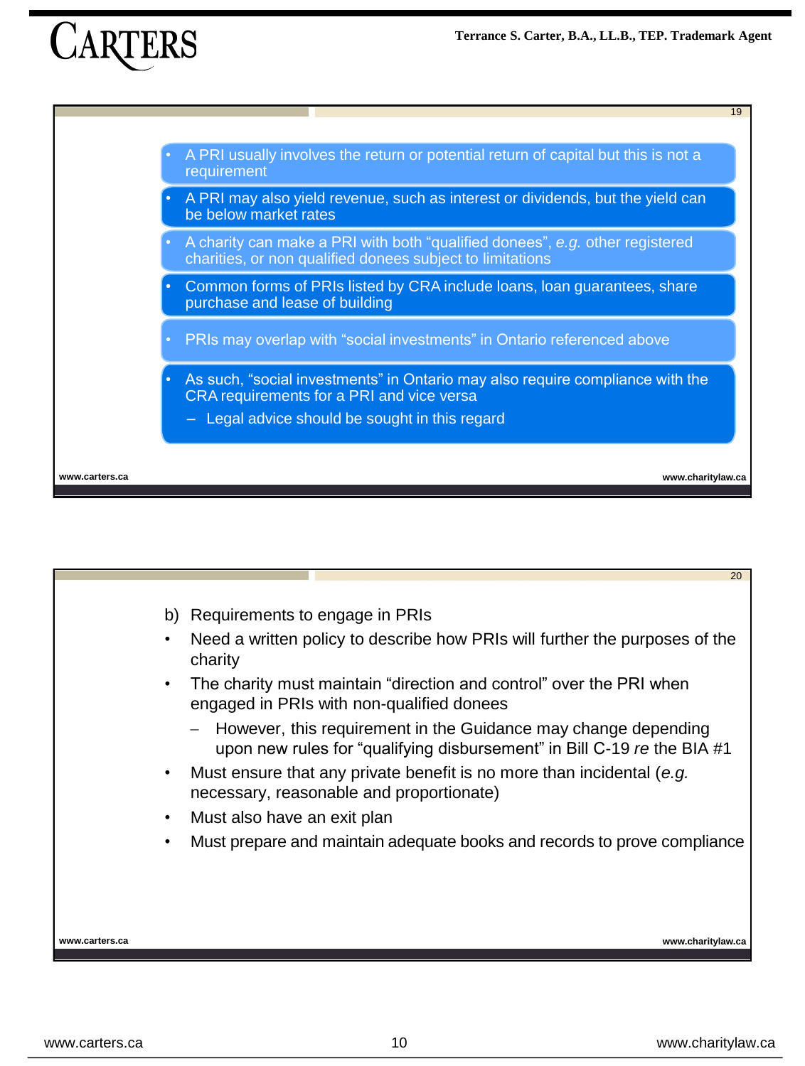- A PRI usually involves the return or potential return of capital but this is not a requirement
- A PRI may also yield revenue, such as interest or dividends, but the yield can be below market rates
- A charity can make a PRI with both "qualified donees", *e.g.* other registered charities, or non qualified donees subject to limitations
- Common forms of PRIs listed by CRA include loans, loan guarantees, share purchase and lease of building
- PRIs may overlap with "social investments" in Ontario referenced above
- As such, "social investments" in Ontario may also require compliance with the CRA requirements for a PRI and vice versa
  - Legal advice should be sought in this regard

b) Requirements to engage in PRIs

- Need a written policy to describe how PRIs will further the purposes of the charity
- The charity must maintain "direction and control" over the PRI when engaged in PRIs with non-qualified donees
  - However, this requirement in the Guidance may change depending upon new rules for "qualifying disbursement" in Bill C-19 *re* the BIA #1
- Must ensure that any private benefit is no more than incidental (*e.g.* necessary, reasonable and proportionate)
- Must also have an exit plan
- Must prepare and maintain adequate books and records to prove compliance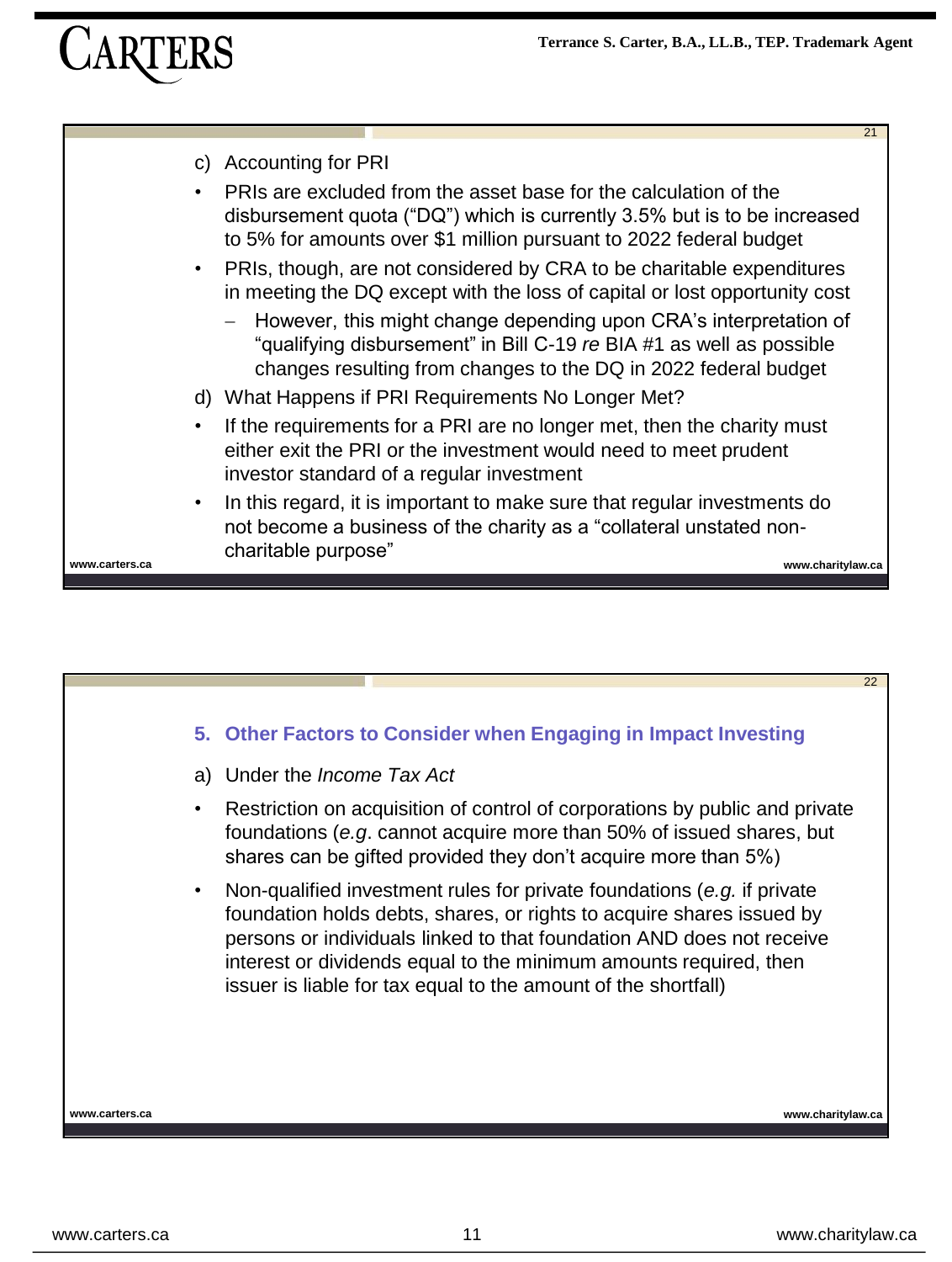c) Accounting for PRI

- PRIs are excluded from the asset base for the calculation of the disbursement quota (“DQ”) which is currently 3.5% but is to be increased to 5% for amounts over $1 million pursuant to 2022 federal budget
- PRIs, though, are not considered by CRA to be charitable expenditures in meeting the DQ except with the loss of capital or lost opportunity cost
  - However, this might change depending upon CRA’s interpretation of “qualifying disbursement” in Bill C-19 *re* BIA #1 as well as possible changes resulting from changes to the DQ in 2022 federal budget

d) What Happens if PRI Requirements No Longer Met?

- If the requirements for a PRI are no longer met, then the charity must either exit the PRI or the investment would need to meet prudent investor standard of a regular investment
- In this regard, it is important to make sure that regular investments do not become a business of the charity as a “collateral unstated non-charitable purpose”

## 5. Other Factors to Consider when Engaging in Impact Investing

a) Under the *Income Tax Act*

- Restriction on acquisition of control of corporations by public and private foundations (*e.g*. cannot acquire more than 50% of issued shares, but shares can be gifted provided they don’t acquire more than 5%)
- Non-qualified investment rules for private foundations (*e.g.* if private foundation holds debts, shares, or rights to acquire shares issued by persons or individuals linked to that foundation AND does not receive interest or dividends equal to the minimum amounts required, then issuer is liable for tax equal to the amount of the shortfall)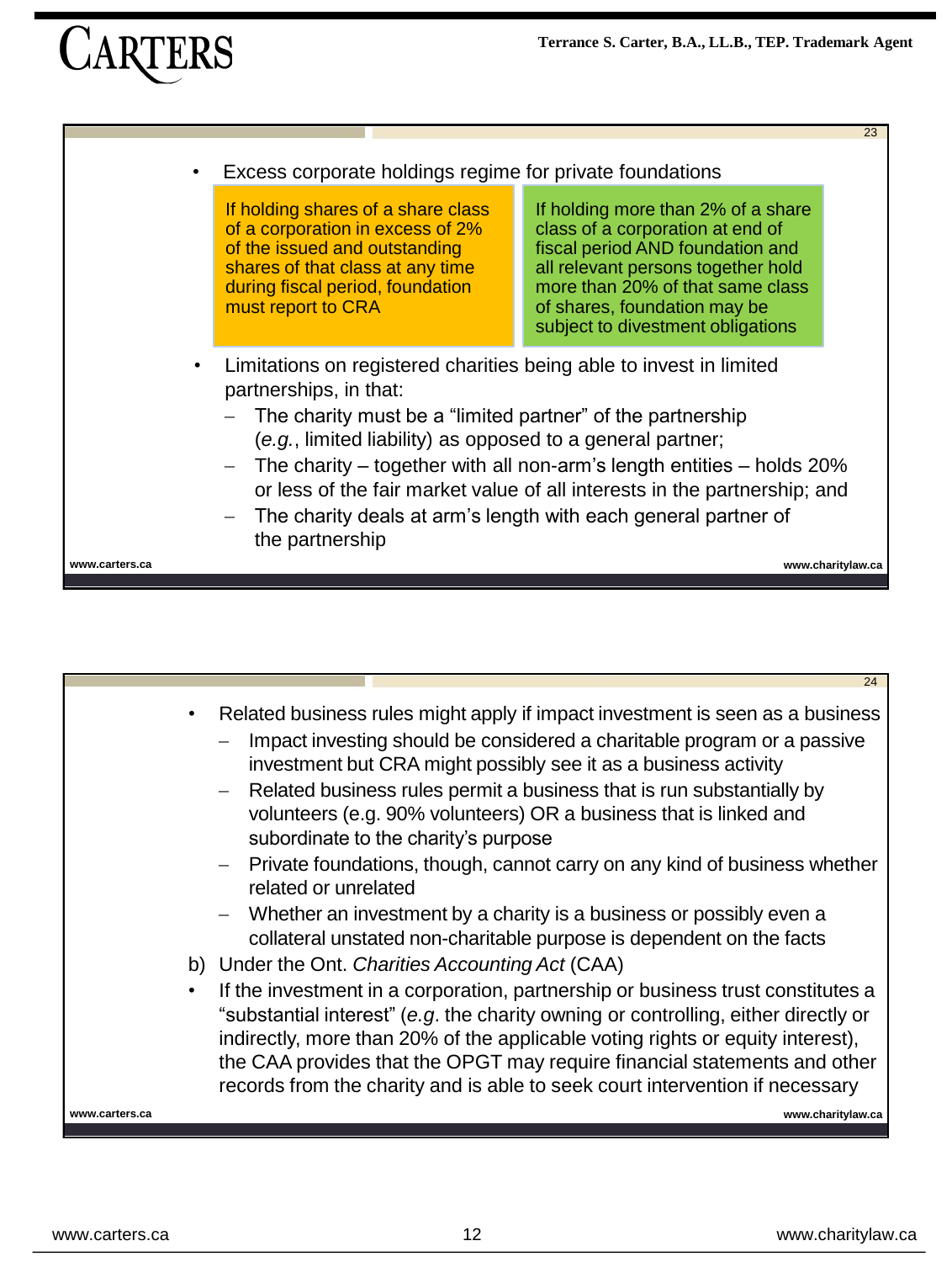- Excess corporate holdings regime for private foundations

| If holding shares of a share class of a corporation in excess of 2% of the issued and outstanding shares of that class at any time during fiscal period, foundation must report to CRA | If holding more than 2% of a share class of a corporation at end of fiscal period AND foundation and all relevant persons together hold more than 20% of that same class of shares, foundation may be subject to divestment obligations |
|---|---|

- Limitations on registered charities being able to invest in limited partnerships, in that:
  - The charity must be a "limited partner" of the partnership (*e.g.*, limited liability) as opposed to a general partner;
  - The charity – together with all non-arm's length entities – holds 20% or less of the fair market value of all interests in the partnership; and
  - The charity deals at arm's length with each general partner of the partnership

---

- Related business rules might apply if impact investment is seen as a business
  - Impact investing should be considered a charitable program or a passive investment but CRA might possibly see it as a business activity
  - Related business rules permit a business that is run substantially by volunteers (e.g. 90% volunteers) OR a business that is linked and subordinate to the charity's purpose
  - Private foundations, though, cannot carry on any kind of business whether related or unrelated
  - Whether an investment by a charity is a business or possibly even a collateral unstated non-charitable purpose is dependent on the facts

b) Under the Ont. *Charities Accounting Act* (CAA)

- If the investment in a corporation, partnership or business trust constitutes a "substantial interest" (*e.g*. the charity owning or controlling, either directly or indirectly, more than 20% of the applicable voting rights or equity interest), the CAA provides that the OPGT may require financial statements and other records from the charity and is able to seek court intervention if necessary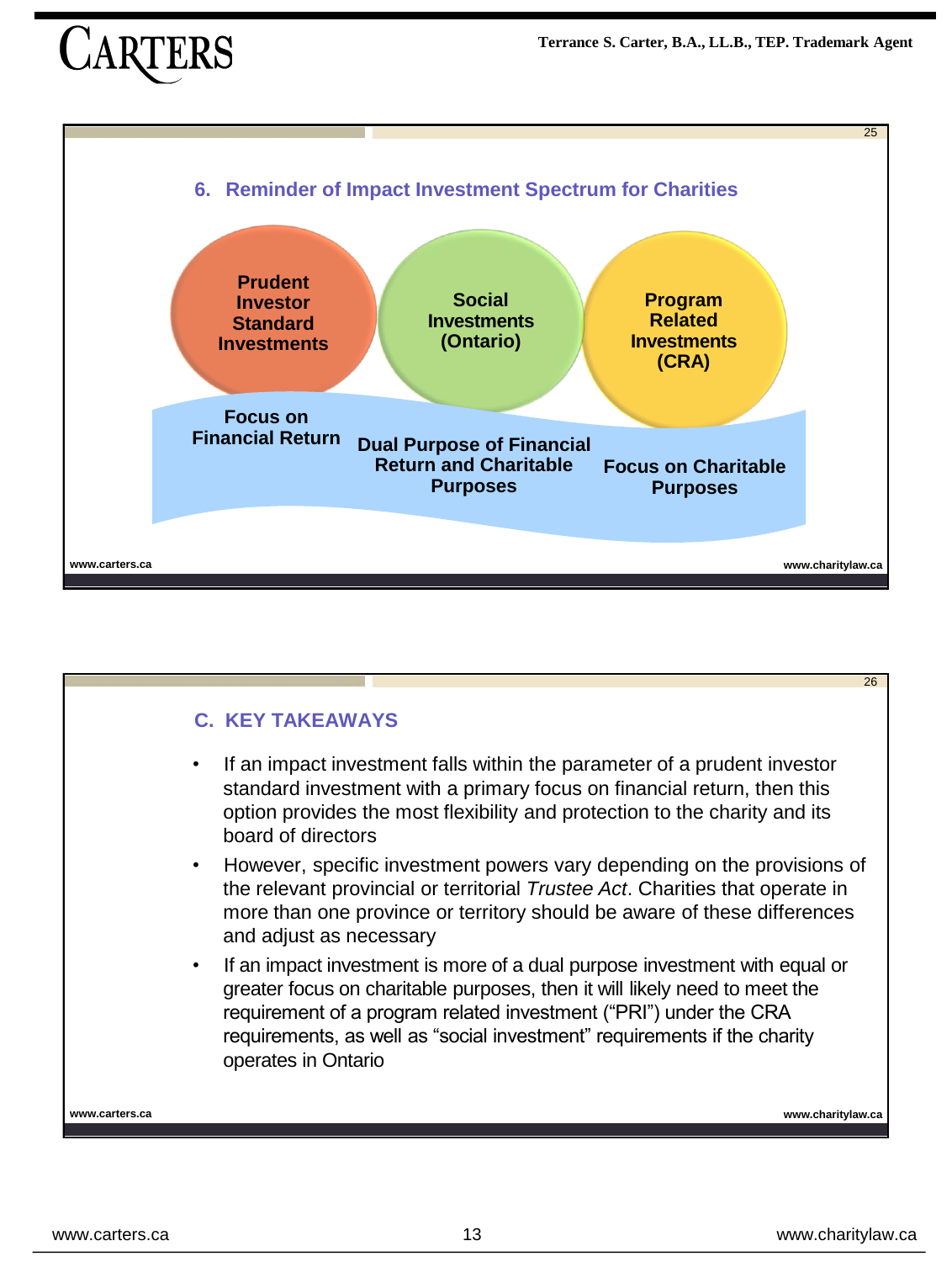## 6. Reminder of Impact Investment Spectrum for Charities

**Prudent Investor Standard Investments** | **Social Investments (Ontario)** | **Program Related Investments (CRA)**

**Focus on Financial Return** | **Dual Purpose of Financial Return and Charitable Purposes** | **Focus on Charitable Purposes**

## C. KEY TAKEAWAYS

- If an impact investment falls within the parameter of a prudent investor standard investment with a primary focus on financial return, then this option provides the most flexibility and protection to the charity and its board of directors
- However, specific investment powers vary depending on the provisions of the relevant provincial or territorial *Trustee Act*. Charities that operate in more than one province or territory should be aware of these differences and adjust as necessary
- If an impact investment is more of a dual purpose investment with equal or greater focus on charitable purposes, then it will likely need to meet the requirement of a program related investment ("PRI") under the CRA requirements, as well as "social investment" requirements if the charity operates in Ontario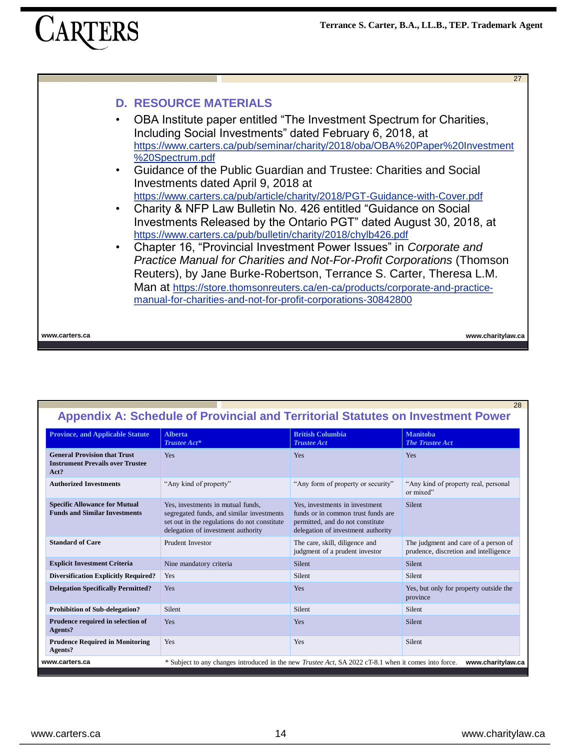## D. RESOURCE MATERIALS

- OBA Institute paper entitled "The Investment Spectrum for Charities, Including Social Investments" dated February 6, 2018, at https://www.carters.ca/pub/seminar/charity/2018/oba/OBA%20Paper%20Investment%20Spectrum.pdf
- Guidance of the Public Guardian and Trustee: Charities and Social Investments dated April 9, 2018 at https://www.carters.ca/pub/article/charity/2018/PGT-Guidance-with-Cover.pdf
- Charity & NFP Law Bulletin No. 426 entitled "Guidance on Social Investments Released by the Ontario PGT" dated August 30, 2018, at https://www.carters.ca/pub/bulletin/charity/2018/chylb426.pdf
- Chapter 16, "Provincial Investment Power Issues" in *Corporate and Practice Manual for Charities and Not-For-Profit Corporations* (Thomson Reuters), by Jane Burke-Robertson, Terrance S. Carter, Theresa L.M. Man at https://store.thomsonreuters.ca/en-ca/products/corporate-and-practice-manual-for-charities-and-not-for-profit-corporations-30842800

## Appendix A: Schedule of Provincial and Territorial Statutes on Investment Power

| Province, and Applicable Statute | Alberta *Trustee Act** | British Columbia *Trustee Act* | Manitoba *The Trustee Act* |
|---|---|---|---|
| **General Provision that Trust Instrument Prevails over Trustee Act?** | Yes | Yes | Yes |
| **Authorized Investments** | "Any kind of property" | "Any form of property or security" | "Any kind of property real, personal or mixed" |
| **Specific Allowance for Mutual Funds and Similar Investments** | Yes, investments in mutual funds, segregated funds, and similar investments set out in the regulations do not constitute delegation of investment authority | Yes, investments in investment funds or in common trust funds are permitted, and do not constitute delegation of investment authority | Silent |
| **Standard of Care** | Prudent Investor | The care, skill, diligence and judgment of a prudent investor | The judgment and care of a person of prudence, discretion and intelligence |
| **Explicit Investment Criteria** | Nine mandatory criteria | Silent | Silent |
| **Diversification Explicitly Required?** | Yes | Silent | Silent |
| **Delegation Specifically Permitted?** | Yes | Yes | Yes, but only for property outside the province |
| **Prohibition of Sub-delegation?** | Silent | Silent | Silent |
| **Prudence required in selection of Agents?** | Yes | Yes | Silent |
| **Prudence Required in Monitoring Agents?** | Yes | Yes | Silent |

\* Subject to any changes introduced in the new *Trustee Act*, SA 2022 cT-8.1 when it comes into force.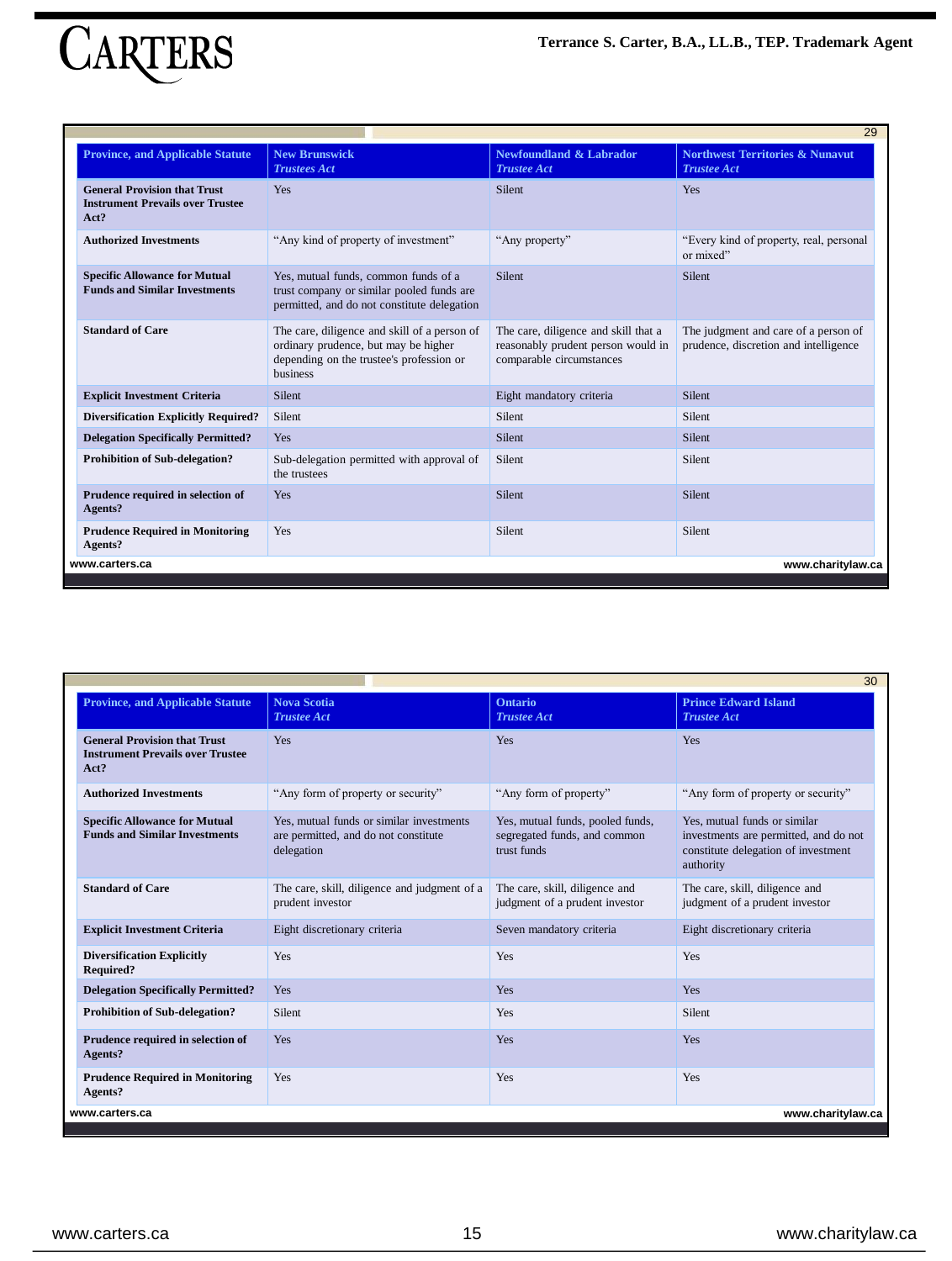| Province, and Applicable Statute | New Brunswick *Trustees Act* | Newfoundland & Labrador *Trustee Act* | Northwest Territories & Nunavut *Trustee Act* |
|---|---|---|---|
| **General Provision that Trust Instrument Prevails over Trustee Act?** | Yes | Silent | Yes |
| **Authorized Investments** | "Any kind of property of investment" | "Any property" | "Every kind of property, real, personal or mixed" |
| **Specific Allowance for Mutual Funds and Similar Investments** | Yes, mutual funds, common funds of a trust company or similar pooled funds are permitted, and do not constitute delegation | Silent | Silent |
| **Standard of Care** | The care, diligence and skill of a person of ordinary prudence, but may be higher depending on the trustee's profession or business | The care, diligence and skill that a reasonably prudent person would in comparable circumstances | The judgment and care of a person of prudence, discretion and intelligence |
| **Explicit Investment Criteria** | Silent | Eight mandatory criteria | Silent |
| **Diversification Explicitly Required?** | Silent | Silent | Silent |
| **Delegation Specifically Permitted?** | Yes | Silent | Silent |
| **Prohibition of Sub-delegation?** | Sub-delegation permitted with approval of the trustees | Silent | Silent |
| **Prudence required in selection of Agents?** | Yes | Silent | Silent |
| **Prudence Required in Monitoring Agents?** | Yes | Silent | Silent |

| Province, and Applicable Statute | Nova Scotia *Trustee Act* | Ontario *Trustee Act* | Prince Edward Island *Trustee Act* |
|---|---|---|---|
| **General Provision that Trust Instrument Prevails over Trustee Act?** | Yes | Yes | Yes |
| **Authorized Investments** | "Any form of property or security" | "Any form of property" | "Any form of property or security" |
| **Specific Allowance for Mutual Funds and Similar Investments** | Yes, mutual funds or similar investments are permitted, and do not constitute delegation | Yes, mutual funds, pooled funds, segregated funds, and common trust funds | Yes, mutual funds or similar investments are permitted, and do not constitute delegation of investment authority |
| **Standard of Care** | The care, skill, diligence and judgment of a prudent investor | The care, skill, diligence and judgment of a prudent investor | The care, skill, diligence and judgment of a prudent investor |
| **Explicit Investment Criteria** | Eight discretionary criteria | Seven mandatory criteria | Eight discretionary criteria |
| **Diversification Explicitly Required?** | Yes | Yes | Yes |
| **Delegation Specifically Permitted?** | Yes | Yes | Yes |
| **Prohibition of Sub-delegation?** | Silent | Yes | Silent |
| **Prudence required in selection of Agents?** | Yes | Yes | Yes |
| **Prudence Required in Monitoring Agents?** | Yes | Yes | Yes |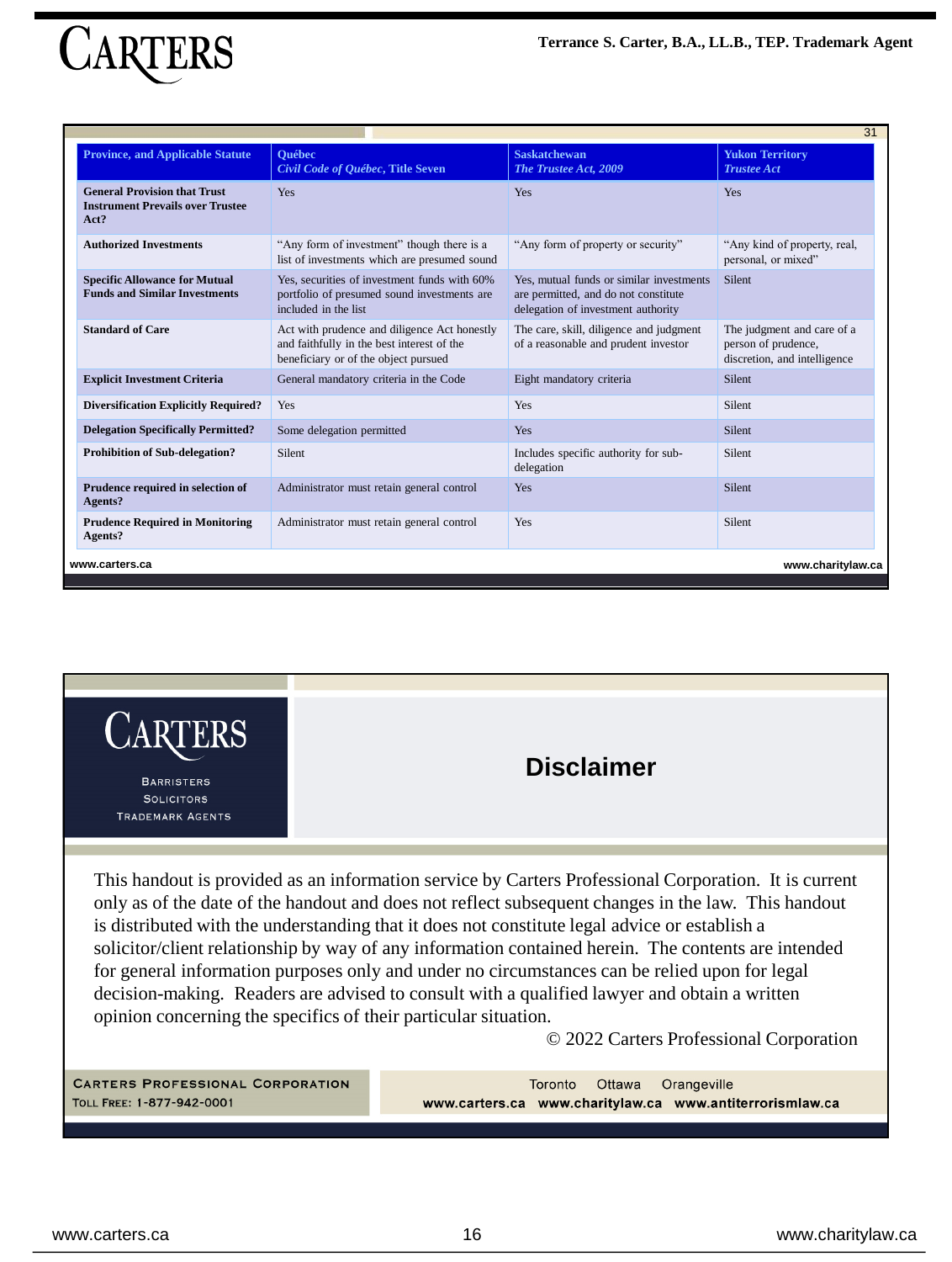| Province, and Applicable Statute | Québec *Civil Code of Québec*, Title Seven | Saskatchewan *The Trustee Act, 2009* | Yukon Territory *Trustee Act* |
|---|---|---|---|
| **General Provision that Trust Instrument Prevails over Trustee Act?** | Yes | Yes | Yes |
| **Authorized Investments** | "Any form of investment" though there is a list of investments which are presumed sound | "Any form of property or security" | "Any kind of property, real, personal, or mixed" |
| **Specific Allowance for Mutual Funds and Similar Investments** | Yes, securities of investment funds with 60% portfolio of presumed sound investments are included in the list | Yes, mutual funds or similar investments are permitted, and do not constitute delegation of investment authority | Silent |
| **Standard of Care** | Act with prudence and diligence Act honestly and faithfully in the best interest of the beneficiary or of the object pursued | The care, skill, diligence and judgment of a reasonable and prudent investor | The judgment and care of a person of prudence, discretion, and intelligence |
| **Explicit Investment Criteria** | General mandatory criteria in the Code | Eight mandatory criteria | Silent |
| **Diversification Explicitly Required?** | Yes | Yes | Silent |
| **Delegation Specifically Permitted?** | Some delegation permitted | Yes | Silent |
| **Prohibition of Sub-delegation?** | Silent | Includes specific authority for sub-delegation | Silent |
| **Prudence required in selection of Agents?** | Administrator must retain general control | Yes | Silent |
| **Prudence Required in Monitoring Agents?** | Administrator must retain general control | Yes | Silent |

CARTERS
BARRISTERS
SOLICITORS
TRADEMARK AGENTS

## Disclaimer

This handout is provided as an information service by Carters Professional Corporation. It is current only as of the date of the handout and does not reflect subsequent changes in the law. This handout is distributed with the understanding that it does not constitute legal advice or establish a solicitor/client relationship by way of any information contained herein. The contents are intended for general information purposes only and under no circumstances can be relied upon for legal decision-making. Readers are advised to consult with a qualified lawyer and obtain a written opinion concerning the specifics of their particular situation.

© 2022 Carters Professional Corporation

CARTERS PROFESSIONAL CORPORATION
TOLL FREE: 1-877-942-0001

Toronto Ottawa Orangeville
www.carters.ca www.charitylaw.ca www.antiterrorismlaw.ca